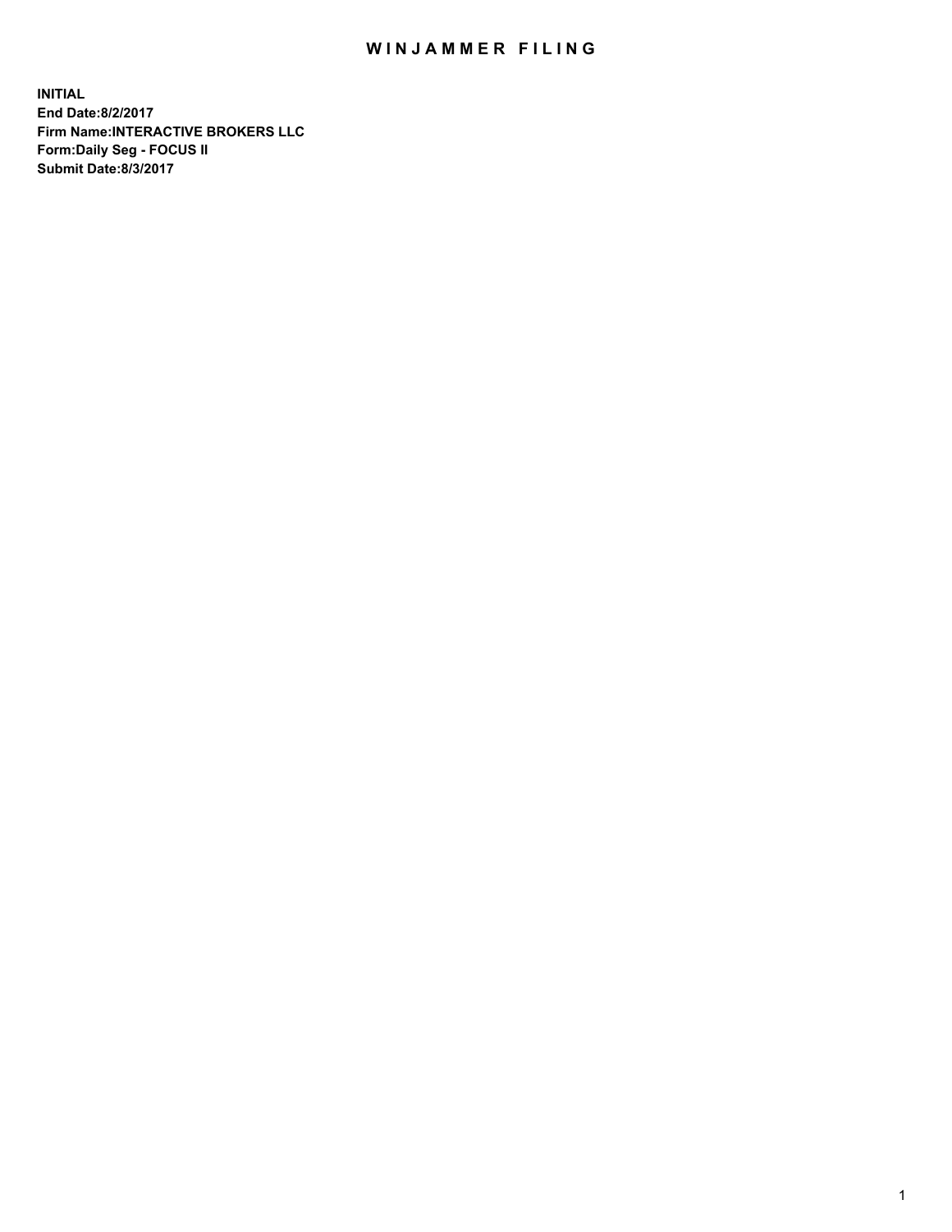# WINJAMMER FILING

**INITIAL**
**End Date:8/2/2017**
**Firm Name:INTERACTIVE BROKERS LLC**
**Form:Daily Seg - FOCUS II**
**Submit Date:8/3/2017**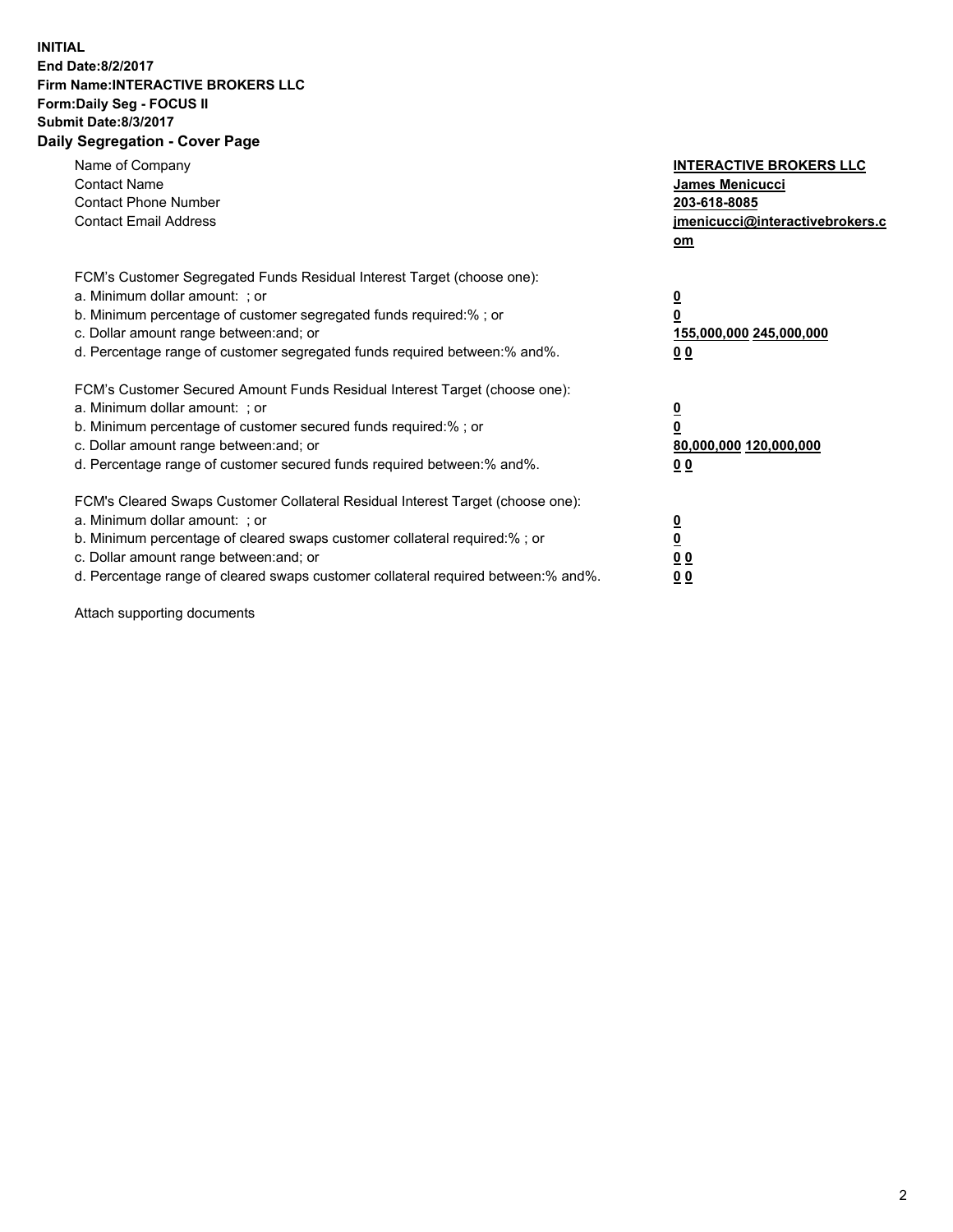**INITIAL**
**End Date:8/2/2017**
**Firm Name:INTERACTIVE BROKERS LLC**
**Form:Daily Seg - FOCUS II**
**Submit Date:8/3/2017**

## Daily Segregation - Cover Page

| | |
|---|---|
| Name of Company | **INTERACTIVE BROKERS LLC** |
| Contact Name | **James Menicucci** |
| Contact Phone Number | **203-618-8085** |
| Contact Email Address | **jmenicucci@interactivebrokers.com** |

FCM's Customer Segregated Funds Residual Interest Target (choose one):

| | |
|---|---|
| a. Minimum dollar amount: ; or | **0** |
| b. Minimum percentage of customer segregated funds required:% ; or | **0** |
| c. Dollar amount range between:and; or | **155,000,000 245,000,000** |
| d. Percentage range of customer segregated funds required between:% and%. | **0 0** |

FCM's Customer Secured Amount Funds Residual Interest Target (choose one):

| | |
|---|---|
| a. Minimum dollar amount: ; or | **0** |
| b. Minimum percentage of customer secured funds required:% ; or | **0** |
| c. Dollar amount range between:and; or | **80,000,000 120,000,000** |
| d. Percentage range of customer secured funds required between:% and%. | **0 0** |

FCM's Cleared Swaps Customer Collateral Residual Interest Target (choose one):

| | |
|---|---|
| a. Minimum dollar amount: ; or | **0** |
| b. Minimum percentage of cleared swaps customer collateral required:% ; or | **0** |
| c. Dollar amount range between:and; or | **0 0** |
| d. Percentage range of cleared swaps customer collateral required between:% and%. | **0 0** |

Attach supporting documents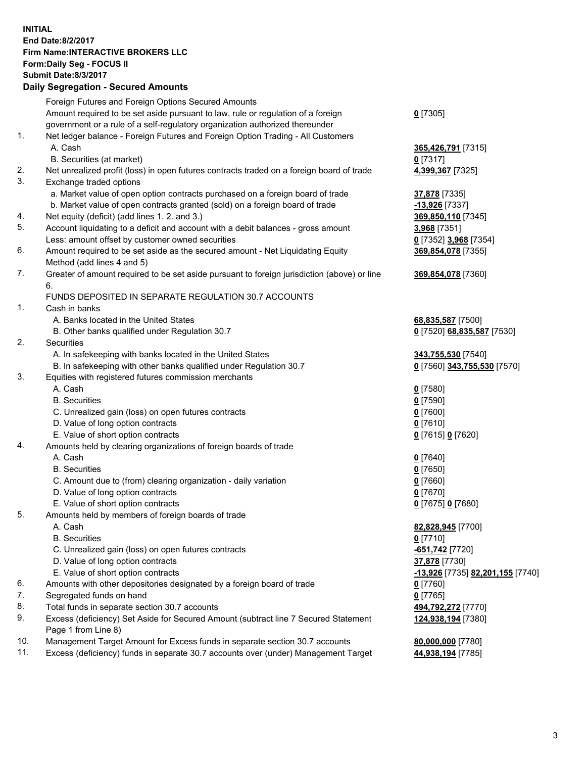**INITIAL**
**End Date:8/2/2017**
**Firm Name:INTERACTIVE BROKERS LLC**
**Form:Daily Seg - FOCUS II**
**Submit Date:8/3/2017**
**Daily Segregation - Secured Amounts**

| | | |
|---|---|---|
| | Foreign Futures and Foreign Options Secured Amounts | |
| | Amount required to be set aside pursuant to law, rule or regulation of a foreign government or a rule of a self-regulatory organization authorized thereunder | **0** [7305] |
| 1. | Net ledger balance - Foreign Futures and Foreign Option Trading - All Customers | |
| | A. Cash | **365,426,791** [7315] |
| | B. Securities (at market) | **0** [7317] |
| 2. | Net unrealized profit (loss) in open futures contracts traded on a foreign board of trade | **4,399,367** [7325] |
| 3. | Exchange traded options | |
| | a. Market value of open option contracts purchased on a foreign board of trade | **37,878** [7335] |
| | b. Market value of open contracts granted (sold) on a foreign board of trade | **-13,926** [7337] |
| 4. | Net equity (deficit) (add lines 1. 2. and 3.) | **369,850,110** [7345] |
| 5. | Account liquidating to a deficit and account with a debit balances - gross amount | **3,968** [7351] |
| | Less: amount offset by customer owned securities | **0** [7352] **3,968** [7354] |
| 6. | Amount required to be set aside as the secured amount - Net Liquidating Equity Method (add lines 4 and 5) | **369,854,078** [7355] |
| 7. | Greater of amount required to be set aside pursuant to foreign jurisdiction (above) or line 6. | **369,854,078** [7360] |
| | FUNDS DEPOSITED IN SEPARATE REGULATION 30.7 ACCOUNTS | |
| 1. | Cash in banks | |
| | A. Banks located in the United States | **68,835,587** [7500] |
| | B. Other banks qualified under Regulation 30.7 | **0** [7520] **68,835,587** [7530] |
| 2. | Securities | |
| | A. In safekeeping with banks located in the United States | **343,755,530** [7540] |
| | B. In safekeeping with other banks qualified under Regulation 30.7 | **0** [7560] **343,755,530** [7570] |
| 3. | Equities with registered futures commission merchants | |
| | A. Cash | **0** [7580] |
| | B. Securities | **0** [7590] |
| | C. Unrealized gain (loss) on open futures contracts | **0** [7600] |
| | D. Value of long option contracts | **0** [7610] |
| | E. Value of short option contracts | **0** [7615] **0** [7620] |
| 4. | Amounts held by clearing organizations of foreign boards of trade | |
| | A. Cash | **0** [7640] |
| | B. Securities | **0** [7650] |
| | C. Amount due to (from) clearing organization - daily variation | **0** [7660] |
| | D. Value of long option contracts | **0** [7670] |
| | E. Value of short option contracts | **0** [7675] **0** [7680] |
| 5. | Amounts held by members of foreign boards of trade | |
| | A. Cash | **82,828,945** [7700] |
| | B. Securities | **0** [7710] |
| | C. Unrealized gain (loss) on open futures contracts | **-651,742** [7720] |
| | D. Value of long option contracts | **37,878** [7730] |
| | E. Value of short option contracts | **-13,926** [7735] **82,201,155** [7740] |
| 6. | Amounts with other depositories designated by a foreign board of trade | **0** [7760] |
| 7. | Segregated funds on hand | **0** [7765] |
| 8. | Total funds in separate section 30.7 accounts | **494,792,272** [7770] |
| 9. | Excess (deficiency) Set Aside for Secured Amount (subtract line 7 Secured Statement Page 1 from Line 8) | **124,938,194** [7380] |
| 10. | Management Target Amount for Excess funds in separate section 30.7 accounts | **80,000,000** [7780] |
| 11. | Excess (deficiency) funds in separate 30.7 accounts over (under) Management Target | **44,938,194** [7785] |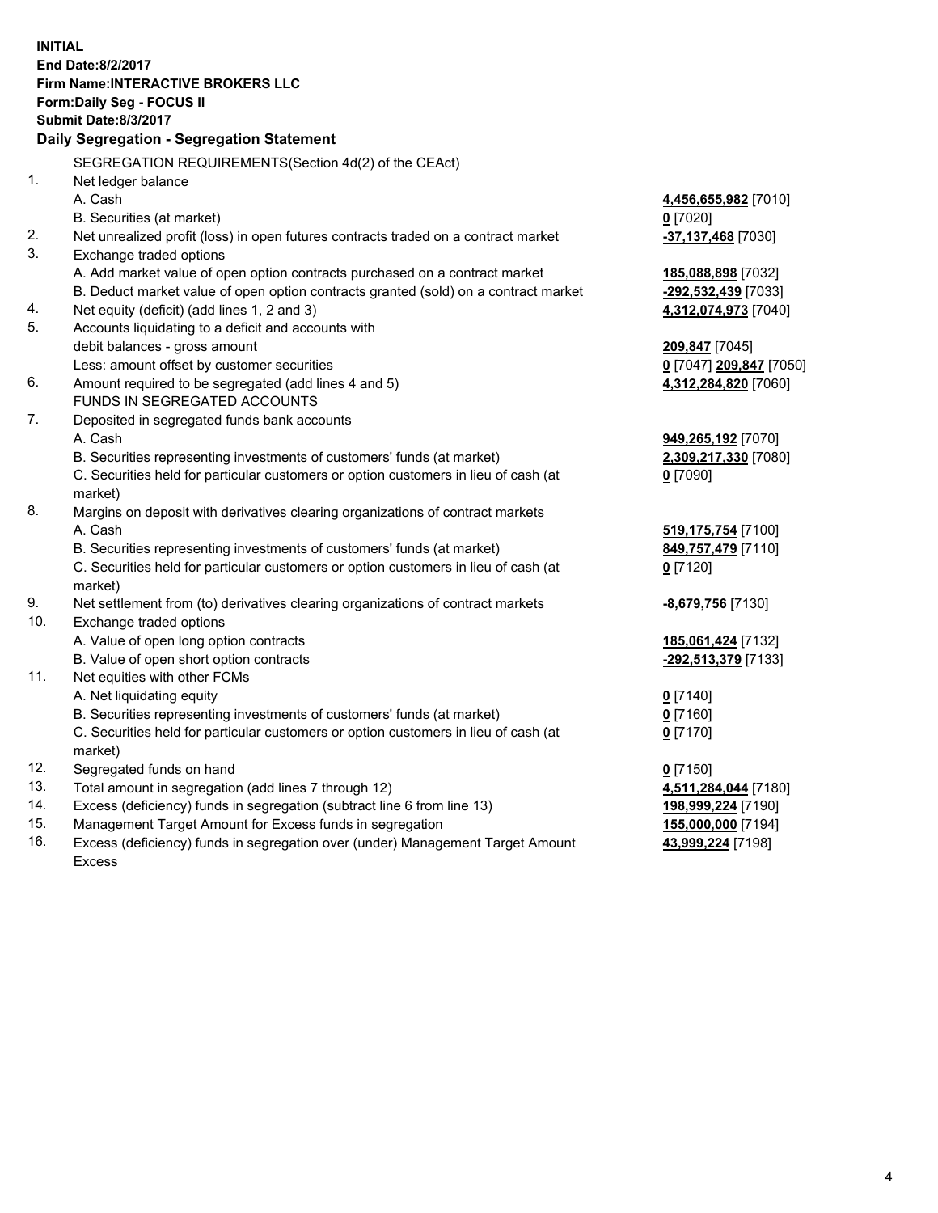**INITIAL**
**End Date:8/2/2017**
**Firm Name:INTERACTIVE BROKERS LLC**
**Form:Daily Seg - FOCUS II**
**Submit Date:8/3/2017**

**Daily Segregation - Segregation Statement**

| | | |
|---|---|---|
| | SEGREGATION REQUIREMENTS(Section 4d(2) of the CEAct) | |
| 1. | Net ledger balance | |
| | A. Cash | **4,456,655,982** [7010] |
| | B. Securities (at market) | **0** [7020] |
| 2. | Net unrealized profit (loss) in open futures contracts traded on a contract market | **-37,137,468** [7030] |
| 3. | Exchange traded options | |
| | A. Add market value of open option contracts purchased on a contract market | **185,088,898** [7032] |
| | B. Deduct market value of open option contracts granted (sold) on a contract market | **-292,532,439** [7033] |
| 4. | Net equity (deficit) (add lines 1, 2 and 3) | **4,312,074,973** [7040] |
| 5. | Accounts liquidating to a deficit and accounts with | |
| | debit balances - gross amount | **209,847** [7045] |
| | Less: amount offset by customer securities | **0** [7047] **209,847** [7050] |
| 6. | Amount required to be segregated (add lines 4 and 5) | **4,312,284,820** [7060] |
| | FUNDS IN SEGREGATED ACCOUNTS | |
| 7. | Deposited in segregated funds bank accounts | |
| | A. Cash | **949,265,192** [7070] |
| | B. Securities representing investments of customers' funds (at market) | **2,309,217,330** [7080] |
| | C. Securities held for particular customers or option customers in lieu of cash (at market) | **0** [7090] |
| 8. | Margins on deposit with derivatives clearing organizations of contract markets | |
| | A. Cash | **519,175,754** [7100] |
| | B. Securities representing investments of customers' funds (at market) | **849,757,479** [7110] |
| | C. Securities held for particular customers or option customers in lieu of cash (at market) | **0** [7120] |
| 9. | Net settlement from (to) derivatives clearing organizations of contract markets | **-8,679,756** [7130] |
| 10. | Exchange traded options | |
| | A. Value of open long option contracts | **185,061,424** [7132] |
| | B. Value of open short option contracts | **-292,513,379** [7133] |
| 11. | Net equities with other FCMs | |
| | A. Net liquidating equity | **0** [7140] |
| | B. Securities representing investments of customers' funds (at market) | **0** [7160] |
| | C. Securities held for particular customers or option customers in lieu of cash (at market) | **0** [7170] |
| 12. | Segregated funds on hand | **0** [7150] |
| 13. | Total amount in segregation (add lines 7 through 12) | **4,511,284,044** [7180] |
| 14. | Excess (deficiency) funds in segregation (subtract line 6 from line 13) | **198,999,224** [7190] |
| 15. | Management Target Amount for Excess funds in segregation | **155,000,000** [7194] |
| 16. | Excess (deficiency) funds in segregation over (under) Management Target Amount Excess | **43,999,224** [7198] |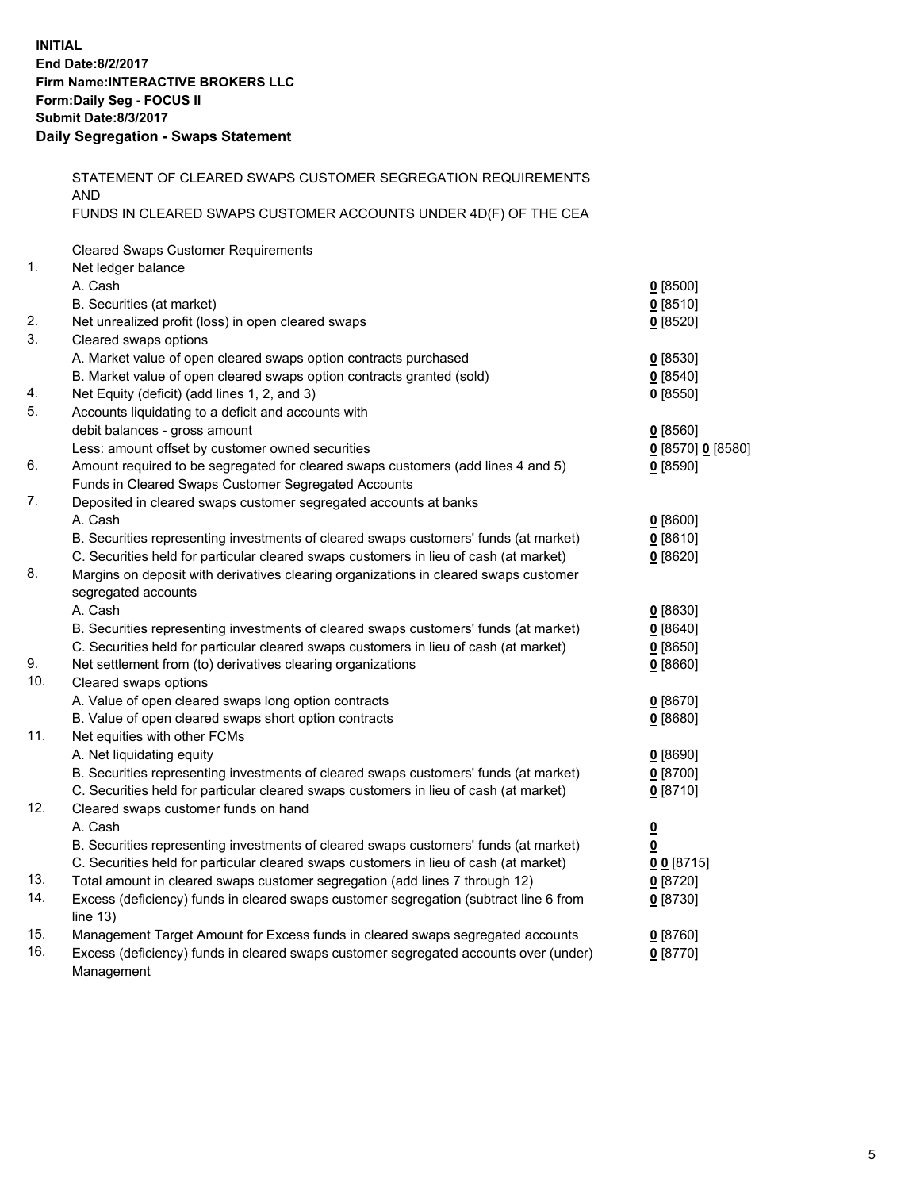**INITIAL**
**End Date:8/2/2017**
**Firm Name:INTERACTIVE BROKERS LLC**
**Form:Daily Seg - FOCUS II**
**Submit Date:8/3/2017**
**Daily Segregation - Swaps Statement**

STATEMENT OF CLEARED SWAPS CUSTOMER SEGREGATION REQUIREMENTS AND FUNDS IN CLEARED SWAPS CUSTOMER ACCOUNTS UNDER 4D(F) OF THE CEA

| | | |
|---|---|---|
| | Cleared Swaps Customer Requirements | |
| 1. | Net ledger balance | |
| | A. Cash | 0 [8500] |
| | B. Securities (at market) | 0 [8510] |
| 2. | Net unrealized profit (loss) in open cleared swaps | 0 [8520] |
| 3. | Cleared swaps options | |
| | A. Market value of open cleared swaps option contracts purchased | 0 [8530] |
| | B. Market value of open cleared swaps option contracts granted (sold) | 0 [8540] |
| 4. | Net Equity (deficit) (add lines 1, 2, and 3) | 0 [8550] |
| 5. | Accounts liquidating to a deficit and accounts with debit balances - gross amount | 0 [8560] |
| | Less: amount offset by customer owned securities | 0 [8570] 0 [8580] |
| 6. | Amount required to be segregated for cleared swaps customers (add lines 4 and 5) | 0 [8590] |
| | Funds in Cleared Swaps Customer Segregated Accounts | |
| 7. | Deposited in cleared swaps customer segregated accounts at banks | |
| | A. Cash | 0 [8600] |
| | B. Securities representing investments of cleared swaps customers' funds (at market) | 0 [8610] |
| | C. Securities held for particular cleared swaps customers in lieu of cash (at market) | 0 [8620] |
| 8. | Margins on deposit with derivatives clearing organizations in cleared swaps customer segregated accounts | |
| | A. Cash | 0 [8630] |
| | B. Securities representing investments of cleared swaps customers' funds (at market) | 0 [8640] |
| | C. Securities held for particular cleared swaps customers in lieu of cash (at market) | 0 [8650] |
| 9. | Net settlement from (to) derivatives clearing organizations | 0 [8660] |
| 10. | Cleared swaps options | |
| | A. Value of open cleared swaps long option contracts | 0 [8670] |
| | B. Value of open cleared swaps short option contracts | 0 [8680] |
| 11. | Net equities with other FCMs | |
| | A. Net liquidating equity | 0 [8690] |
| | B. Securities representing investments of cleared swaps customers' funds (at market) | 0 [8700] |
| | C. Securities held for particular cleared swaps customers in lieu of cash (at market) | 0 [8710] |
| 12. | Cleared swaps customer funds on hand | |
| | A. Cash | 0 |
| | B. Securities representing investments of cleared swaps customers' funds (at market) | 0 |
| | C. Securities held for particular cleared swaps customers in lieu of cash (at market) | 0 0 [8715] |
| 13. | Total amount in cleared swaps customer segregation (add lines 7 through 12) | 0 [8720] |
| 14. | Excess (deficiency) funds in cleared swaps customer segregation (subtract line 6 from line 13) | 0 [8730] |
| 15. | Management Target Amount for Excess funds in cleared swaps segregated accounts | 0 [8760] |
| 16. | Excess (deficiency) funds in cleared swaps customer segregated accounts over (under) Management | 0 [8770] |